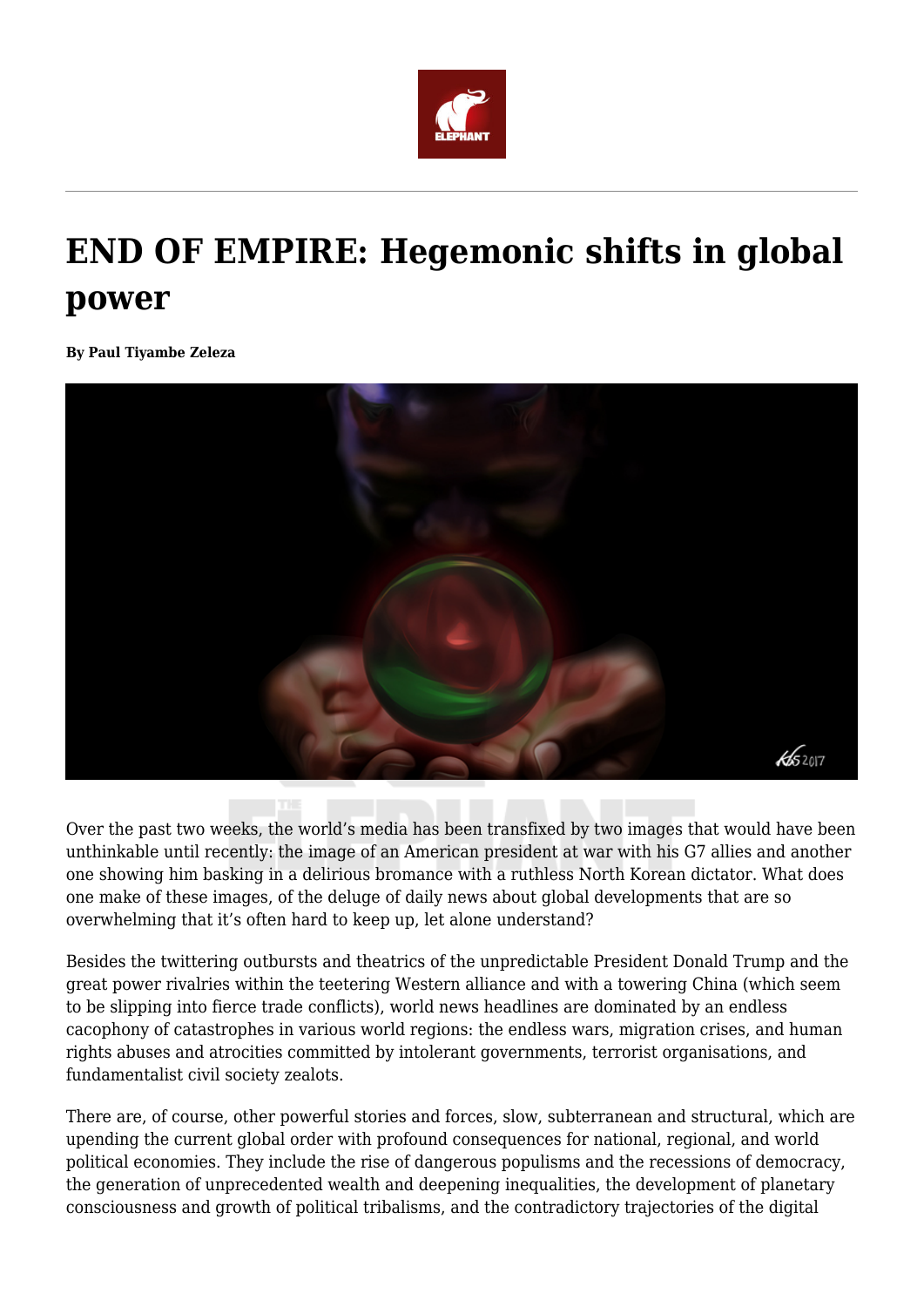# END OF EMPIRE: Hegemonic shifts in global power

**By Paul Tiyambe Zeleza**

Over the past two weeks, the world's media has been transfixed by two images that would have been unthinkable until recently: the image of an American president at war with his G7 allies and another one showing him basking in a delirious bromance with a ruthless North Korean dictator. What does one make of these images, of the deluge of daily news about global developments that are so overwhelming that it's often hard to keep up, let alone understand?

Besides the twittering outbursts and theatrics of the unpredictable President Donald Trump and the great power rivalries within the teetering Western alliance and with a towering China (which seem to be slipping into fierce trade conflicts), world news headlines are dominated by an endless cacophony of catastrophes in various world regions: the endless wars, migration crises, and human rights abuses and atrocities committed by intolerant governments, terrorist organisations, and fundamentalist civil society zealots.

There are, of course, other powerful stories and forces, slow, subterranean and structural, which are upending the current global order with profound consequences for national, regional, and world political economies. They include the rise of dangerous populisms and the recessions of democracy, the generation of unprecedented wealth and deepening inequalities, the development of planetary consciousness and growth of political tribalisms, and the contradictory trajectories of the digital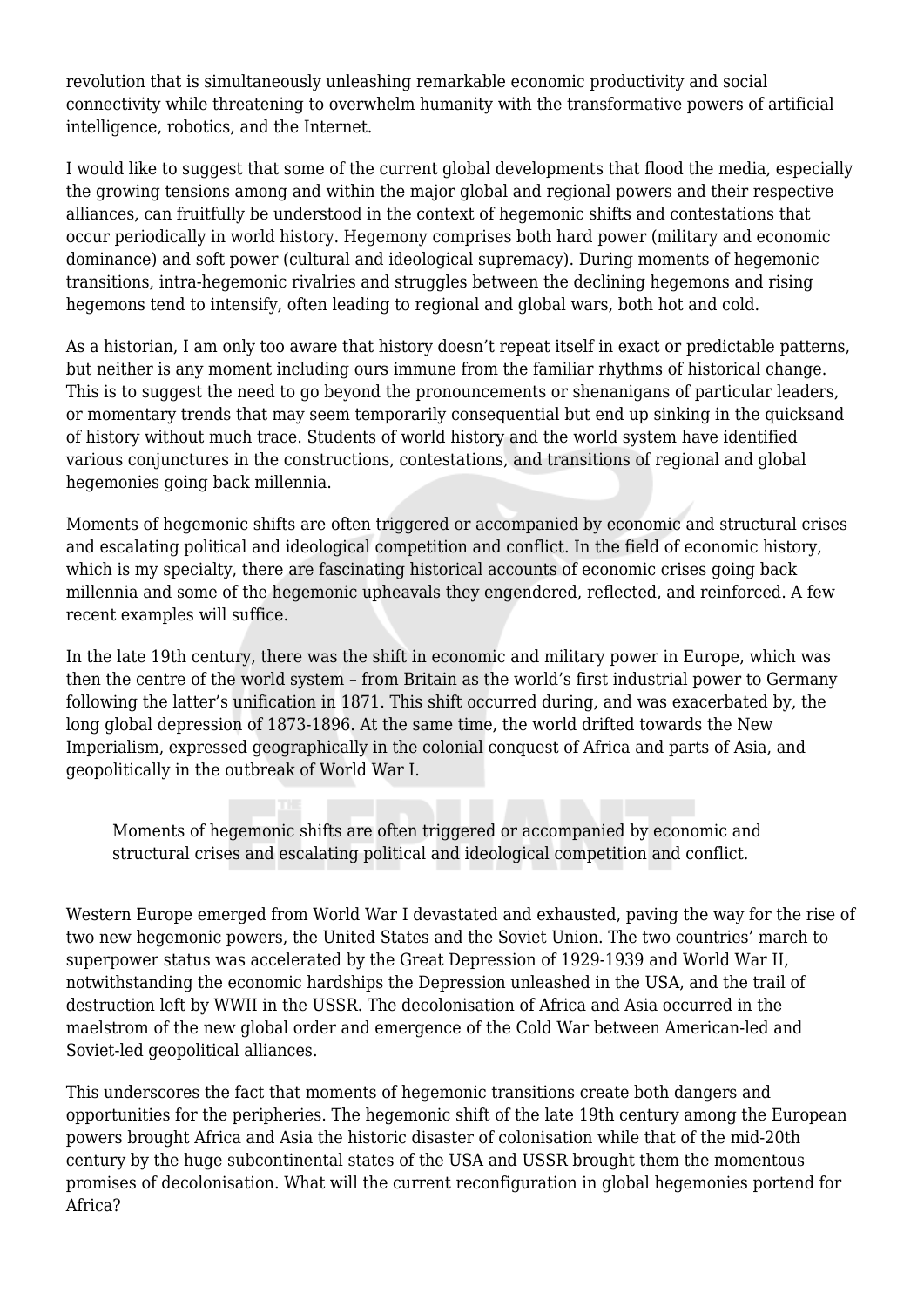revolution that is simultaneously unleashing remarkable economic productivity and social connectivity while threatening to overwhelm humanity with the transformative powers of artificial intelligence, robotics, and the Internet.

I would like to suggest that some of the current global developments that flood the media, especially the growing tensions among and within the major global and regional powers and their respective alliances, can fruitfully be understood in the context of hegemonic shifts and contestations that occur periodically in world history. Hegemony comprises both hard power (military and economic dominance) and soft power (cultural and ideological supremacy). During moments of hegemonic transitions, intra-hegemonic rivalries and struggles between the declining hegemons and rising hegemons tend to intensify, often leading to regional and global wars, both hot and cold.

As a historian, I am only too aware that history doesn't repeat itself in exact or predictable patterns, but neither is any moment including ours immune from the familiar rhythms of historical change. This is to suggest the need to go beyond the pronouncements or shenanigans of particular leaders, or momentary trends that may seem temporarily consequential but end up sinking in the quicksand of history without much trace. Students of world history and the world system have identified various conjunctures in the constructions, contestations, and transitions of regional and global hegemonies going back millennia.

Moments of hegemonic shifts are often triggered or accompanied by economic and structural crises and escalating political and ideological competition and conflict. In the field of economic history, which is my specialty, there are fascinating historical accounts of economic crises going back millennia and some of the hegemonic upheavals they engendered, reflected, and reinforced. A few recent examples will suffice.

In the late 19th century, there was the shift in economic and military power in Europe, which was then the centre of the world system – from Britain as the world's first industrial power to Germany following the latter's unification in 1871. This shift occurred during, and was exacerbated by, the long global depression of 1873-1896. At the same time, the world drifted towards the New Imperialism, expressed geographically in the colonial conquest of Africa and parts of Asia, and geopolitically in the outbreak of World War I.

> Moments of hegemonic shifts are often triggered or accompanied by economic and structural crises and escalating political and ideological competition and conflict.

Western Europe emerged from World War I devastated and exhausted, paving the way for the rise of two new hegemonic powers, the United States and the Soviet Union. The two countries' march to superpower status was accelerated by the Great Depression of 1929-1939 and World War II, notwithstanding the economic hardships the Depression unleashed in the USA, and the trail of destruction left by WWII in the USSR. The decolonisation of Africa and Asia occurred in the maelstrom of the new global order and emergence of the Cold War between American-led and Soviet-led geopolitical alliances.

This underscores the fact that moments of hegemonic transitions create both dangers and opportunities for the peripheries. The hegemonic shift of the late 19th century among the European powers brought Africa and Asia the historic disaster of colonisation while that of the mid-20th century by the huge subcontinental states of the USA and USSR brought them the momentous promises of decolonisation. What will the current reconfiguration in global hegemonies portend for Africa?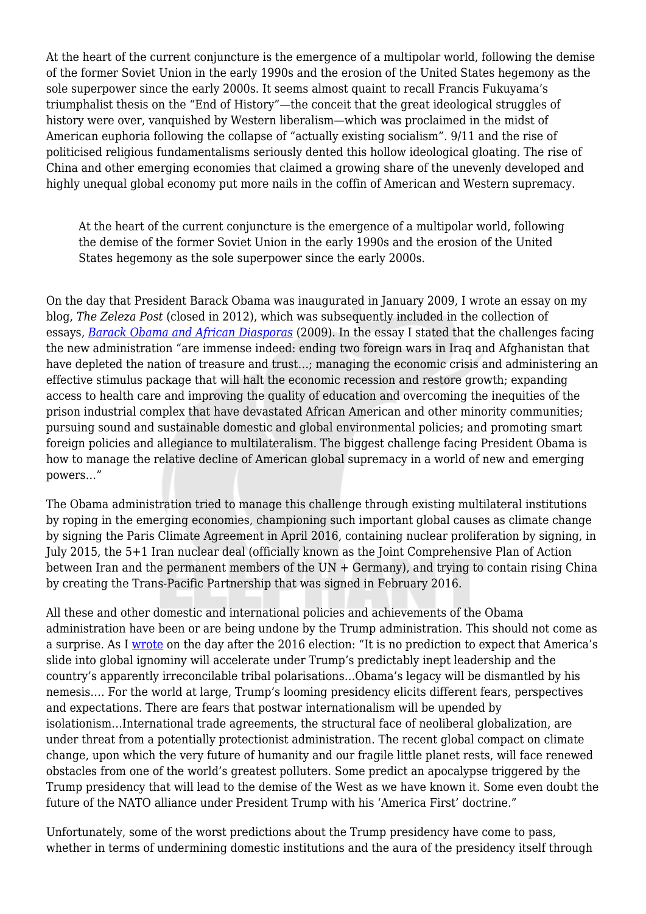At the heart of the current conjuncture is the emergence of a multipolar world, following the demise of the former Soviet Union in the early 1990s and the erosion of the United States hegemony as the sole superpower since the early 2000s. It seems almost quaint to recall Francis Fukuyama's triumphalist thesis on the "End of History"—the conceit that the great ideological struggles of history were over, vanquished by Western liberalism—which was proclaimed in the midst of American euphoria following the collapse of "actually existing socialism". 9/11 and the rise of politicised religious fundamentalisms seriously dented this hollow ideological gloating. The rise of China and other emerging economies that claimed a growing share of the unevenly developed and highly unequal global economy put more nails in the coffin of American and Western supremacy.

> At the heart of the current conjuncture is the emergence of a multipolar world, following the demise of the former Soviet Union in the early 1990s and the erosion of the United States hegemony as the sole superpower since the early 2000s.

On the day that President Barack Obama was inaugurated in January 2009, I wrote an essay on my blog, *The Zeleza Post* (closed in 2012), which was subsequently included in the collection of essays, *Barack Obama and African Diasporas* (2009). In the essay I stated that the challenges facing the new administration "are immense indeed: ending two foreign wars in Iraq and Afghanistan that have depleted the nation of treasure and trust…; managing the economic crisis and administering an effective stimulus package that will halt the economic recession and restore growth; expanding access to health care and improving the quality of education and overcoming the inequities of the prison industrial complex that have devastated African American and other minority communities; pursuing sound and sustainable domestic and global environmental policies; and promoting smart foreign policies and allegiance to multilateralism. The biggest challenge facing President Obama is how to manage the relative decline of American global supremacy in a world of new and emerging powers…"

The Obama administration tried to manage this challenge through existing multilateral institutions by roping in the emerging economies, championing such important global causes as climate change by signing the Paris Climate Agreement in April 2016, containing nuclear proliferation by signing, in July 2015, the 5+1 Iran nuclear deal (officially known as the Joint Comprehensive Plan of Action between Iran and the permanent members of the UN + Germany), and trying to contain rising China by creating the Trans-Pacific Partnership that was signed in February 2016.

All these and other domestic and international policies and achievements of the Obama administration have been or are being undone by the Trump administration. This should not come as a surprise. As I wrote on the day after the 2016 election: "It is no prediction to expect that America's slide into global ignominy will accelerate under Trump's predictably inept leadership and the country's apparently irreconcilable tribal polarisations…Obama's legacy will be dismantled by his nemesis…. For the world at large, Trump's looming presidency elicits different fears, perspectives and expectations. There are fears that postwar internationalism will be upended by isolationism…International trade agreements, the structural face of neoliberal globalization, are under threat from a potentially protectionist administration. The recent global compact on climate change, upon which the very future of humanity and our fragile little planet rests, will face renewed obstacles from one of the world's greatest polluters. Some predict an apocalypse triggered by the Trump presidency that will lead to the demise of the West as we have known it. Some even doubt the future of the NATO alliance under President Trump with his 'America First' doctrine."

Unfortunately, some of the worst predictions about the Trump presidency have come to pass, whether in terms of undermining domestic institutions and the aura of the presidency itself through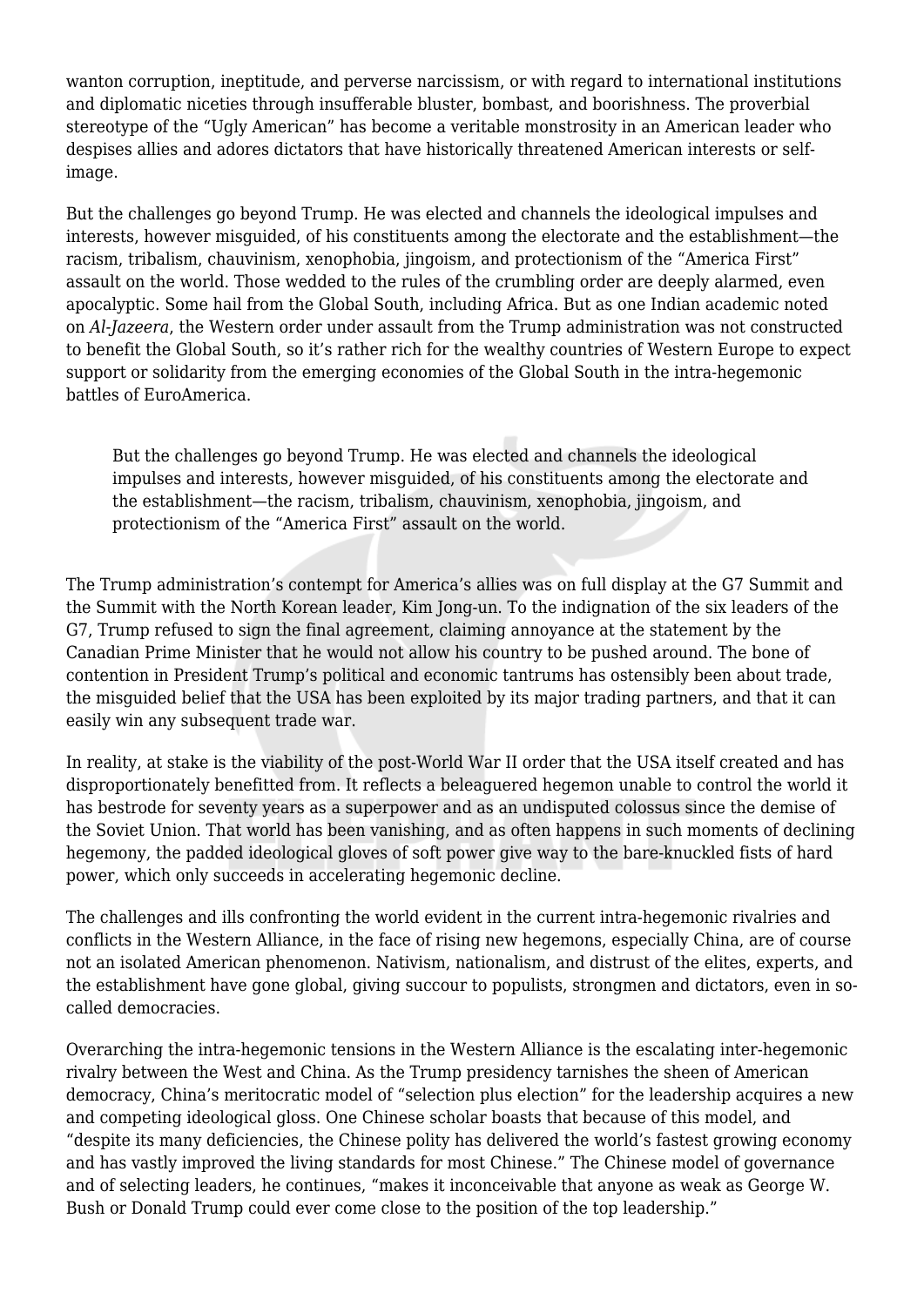wanton corruption, ineptitude, and perverse narcissism, or with regard to international institutions and diplomatic niceties through insufferable bluster, bombast, and boorishness. The proverbial stereotype of the "Ugly American" has become a veritable monstrosity in an American leader who despises allies and adores dictators that have historically threatened American interests or self-image.

But the challenges go beyond Trump. He was elected and channels the ideological impulses and interests, however misguided, of his constituents among the electorate and the establishment—the racism, tribalism, chauvinism, xenophobia, jingoism, and protectionism of the "America First" assault on the world. Those wedded to the rules of the crumbling order are deeply alarmed, even apocalyptic. Some hail from the Global South, including Africa. But as one Indian academic noted on *Al-Jazeera*, the Western order under assault from the Trump administration was not constructed to benefit the Global South, so it's rather rich for the wealthy countries of Western Europe to expect support or solidarity from the emerging economies of the Global South in the intra-hegemonic battles of EuroAmerica.

> But the challenges go beyond Trump. He was elected and channels the ideological impulses and interests, however misguided, of his constituents among the electorate and the establishment—the racism, tribalism, chauvinism, xenophobia, jingoism, and protectionism of the "America First" assault on the world.

The Trump administration's contempt for America's allies was on full display at the G7 Summit and the Summit with the North Korean leader, Kim Jong-un. To the indignation of the six leaders of the G7, Trump refused to sign the final agreement, claiming annoyance at the statement by the Canadian Prime Minister that he would not allow his country to be pushed around. The bone of contention in President Trump's political and economic tantrums has ostensibly been about trade, the misguided belief that the USA has been exploited by its major trading partners, and that it can easily win any subsequent trade war.

In reality, at stake is the viability of the post-World War II order that the USA itself created and has disproportionately benefitted from. It reflects a beleaguered hegemon unable to control the world it has bestrode for seventy years as a superpower and as an undisputed colossus since the demise of the Soviet Union. That world has been vanishing, and as often happens in such moments of declining hegemony, the padded ideological gloves of soft power give way to the bare-knuckled fists of hard power, which only succeeds in accelerating hegemonic decline.

The challenges and ills confronting the world evident in the current intra-hegemonic rivalries and conflicts in the Western Alliance, in the face of rising new hegemons, especially China, are of course not an isolated American phenomenon. Nativism, nationalism, and distrust of the elites, experts, and the establishment have gone global, giving succour to populists, strongmen and dictators, even in so-called democracies.

Overarching the intra-hegemonic tensions in the Western Alliance is the escalating inter-hegemonic rivalry between the West and China. As the Trump presidency tarnishes the sheen of American democracy, China's meritocratic model of "selection plus election" for the leadership acquires a new and competing ideological gloss. One Chinese scholar boasts that because of this model, and "despite its many deficiencies, the Chinese polity has delivered the world's fastest growing economy and has vastly improved the living standards for most Chinese." The Chinese model of governance and of selecting leaders, he continues, "makes it inconceivable that anyone as weak as George W. Bush or Donald Trump could ever come close to the position of the top leadership."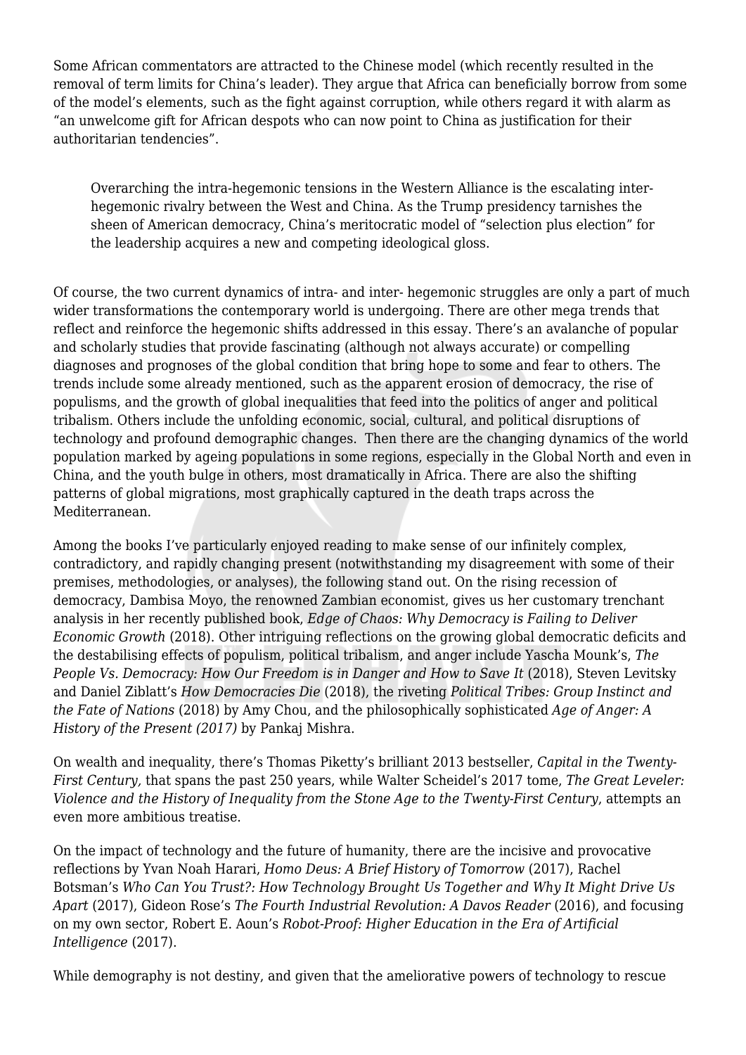Some African commentators are attracted to the Chinese model (which recently resulted in the removal of term limits for China's leader). They argue that Africa can beneficially borrow from some of the model's elements, such as the fight against corruption, while others regard it with alarm as "an unwelcome gift for African despots who can now point to China as justification for their authoritarian tendencies".

> Overarching the intra-hegemonic tensions in the Western Alliance is the escalating inter-hegemonic rivalry between the West and China. As the Trump presidency tarnishes the sheen of American democracy, China's meritocratic model of "selection plus election" for the leadership acquires a new and competing ideological gloss.

Of course, the two current dynamics of intra- and inter- hegemonic struggles are only a part of much wider transformations the contemporary world is undergoing. There are other mega trends that reflect and reinforce the hegemonic shifts addressed in this essay. There's an avalanche of popular and scholarly studies that provide fascinating (although not always accurate) or compelling diagnoses and prognoses of the global condition that bring hope to some and fear to others. The trends include some already mentioned, such as the apparent erosion of democracy, the rise of populisms, and the growth of global inequalities that feed into the politics of anger and political tribalism. Others include the unfolding economic, social, cultural, and political disruptions of technology and profound demographic changes. Then there are the changing dynamics of the world population marked by ageing populations in some regions, especially in the Global North and even in China, and the youth bulge in others, most dramatically in Africa. There are also the shifting patterns of global migrations, most graphically captured in the death traps across the Mediterranean.

Among the books I've particularly enjoyed reading to make sense of our infinitely complex, contradictory, and rapidly changing present (notwithstanding my disagreement with some of their premises, methodologies, or analyses), the following stand out. On the rising recession of democracy, Dambisa Moyo, the renowned Zambian economist, gives us her customary trenchant analysis in her recently published book, *Edge of Chaos: Why Democracy is Failing to Deliver Economic Growth* (2018). Other intriguing reflections on the growing global democratic deficits and the destabilising effects of populism, political tribalism, and anger include Yascha Mounk's, *The People Vs. Democracy: How Our Freedom is in Danger and How to Save It* (2018), Steven Levitsky and Daniel Ziblatt's *How Democracies Die* (2018), the riveting *Political Tribes: Group Instinct and the Fate of Nations* (2018) by Amy Chou, and the philosophically sophisticated *Age of Anger: A History of the Present (2017)* by Pankaj Mishra.

On wealth and inequality, there's Thomas Piketty's brilliant 2013 bestseller, *Capital in the Twenty-First Century,* that spans the past 250 years, while Walter Scheidel's 2017 tome, *The Great Leveler: Violence and the History of Inequality from the Stone Age to the Twenty-First Century*, attempts an even more ambitious treatise.

On the impact of technology and the future of humanity, there are the incisive and provocative reflections by Yvan Noah Harari, *Homo Deus: A Brief History of Tomorrow* (2017), Rachel Botsman's *Who Can You Trust?: How Technology Brought Us Together and Why It Might Drive Us Apart* (2017), Gideon Rose's *The Fourth Industrial Revolution: A Davos Reader* (2016), and focusing on my own sector, Robert E. Aoun's *Robot-Proof: Higher Education in the Era of Artificial Intelligence* (2017).

While demography is not destiny, and given that the ameliorative powers of technology to rescue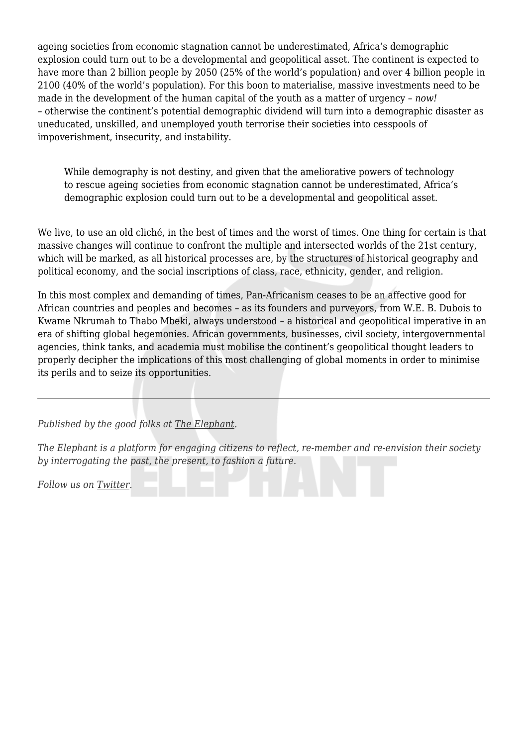ageing societies from economic stagnation cannot be underestimated, Africa's demographic explosion could turn out to be a developmental and geopolitical asset. The continent is expected to have more than 2 billion people by 2050 (25% of the world's population) and over 4 billion people in 2100 (40% of the world's population). For this boon to materialise, massive investments need to be made in the development of the human capital of the youth as a matter of urgency – *now!* – otherwise the continent's potential demographic dividend will turn into a demographic disaster as uneducated, unskilled, and unemployed youth terrorise their societies into cesspools of impoverishment, insecurity, and instability.

> While demography is not destiny, and given that the ameliorative powers of technology to rescue ageing societies from economic stagnation cannot be underestimated, Africa's demographic explosion could turn out to be a developmental and geopolitical asset.

We live, to use an old cliché, in the best of times and the worst of times. One thing for certain is that massive changes will continue to confront the multiple and intersected worlds of the 21st century, which will be marked, as all historical processes are, by the structures of historical geography and political economy, and the social inscriptions of class, race, ethnicity, gender, and religion.

In this most complex and demanding of times, Pan-Africanism ceases to be an affective good for African countries and peoples and becomes – as its founders and purveyors, from W.E. B. Dubois to Kwame Nkrumah to Thabo Mbeki, always understood – a historical and geopolitical imperative in an era of shifting global hegemonies. African governments, businesses, civil society, intergovernmental agencies, think tanks, and academia must mobilise the continent's geopolitical thought leaders to properly decipher the implications of this most challenging of global moments in order to minimise its perils and to seize its opportunities.

---

*Published by the good folks at The Elephant.*

*The Elephant is a platform for engaging citizens to reflect, re-member and re-envision their society by interrogating the past, the present, to fashion a future.*

*Follow us on Twitter.*